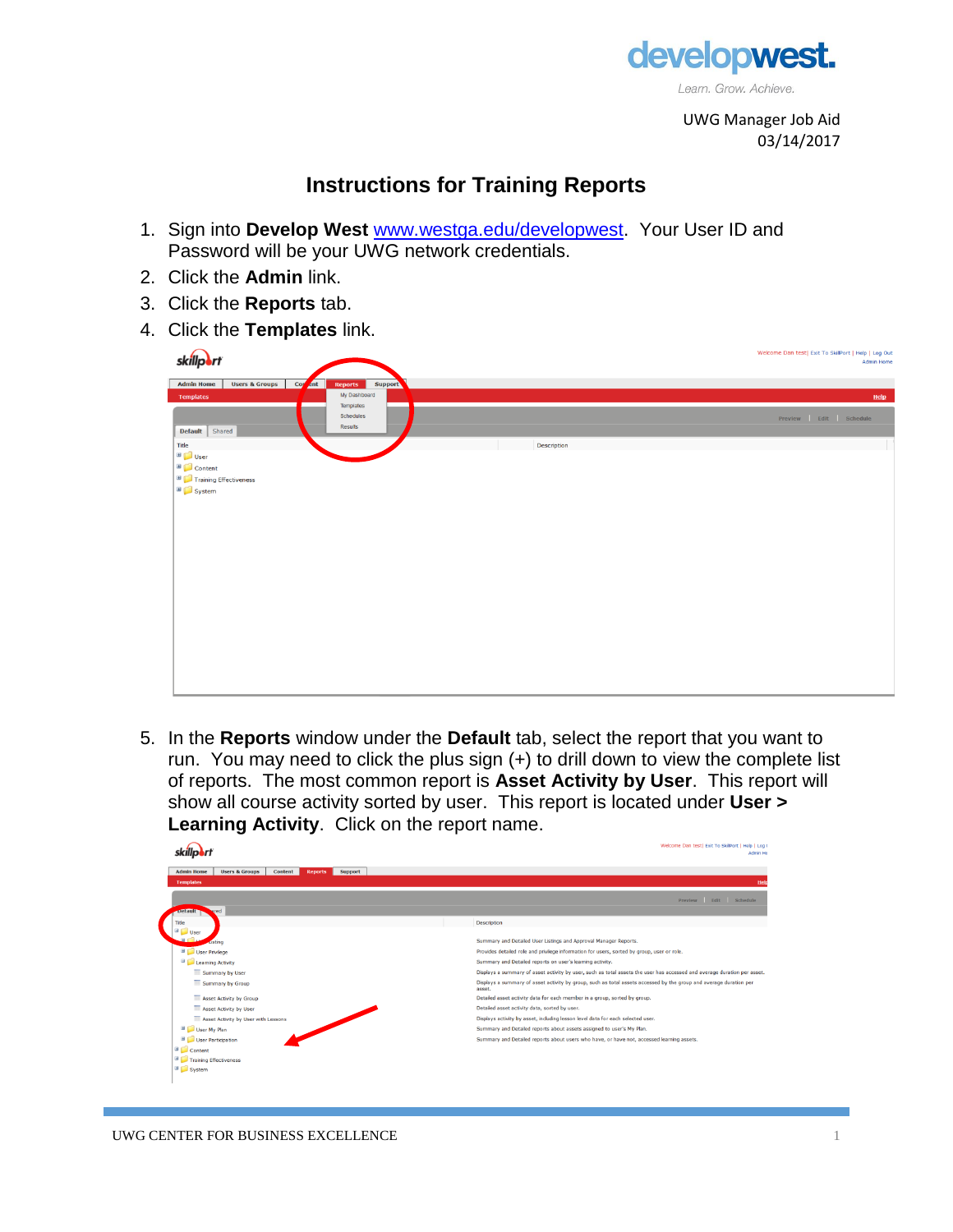UWG Manager Job Aid
03/14/2017

# Instructions for Training Reports

1. Sign into **Develop West** [www.westga.edu/developwest](www.westga.edu/developwest). Your User ID and Password will be your UWG network credentials.
2. Click the **Admin** link.
3. Click the **Reports** tab.
4. Click the **Templates** link.

5. In the **Reports** window under the **Default** tab, select the report that you want to run. You may need to click the plus sign (+) to drill down to view the complete list of reports. The most common report is **Asset Activity by User**. This report will show all course activity sorted by user. This report is located under **User > Learning Activity**. Click on the report name.

UWG CENTER FOR BUSINESS EXCELLENCE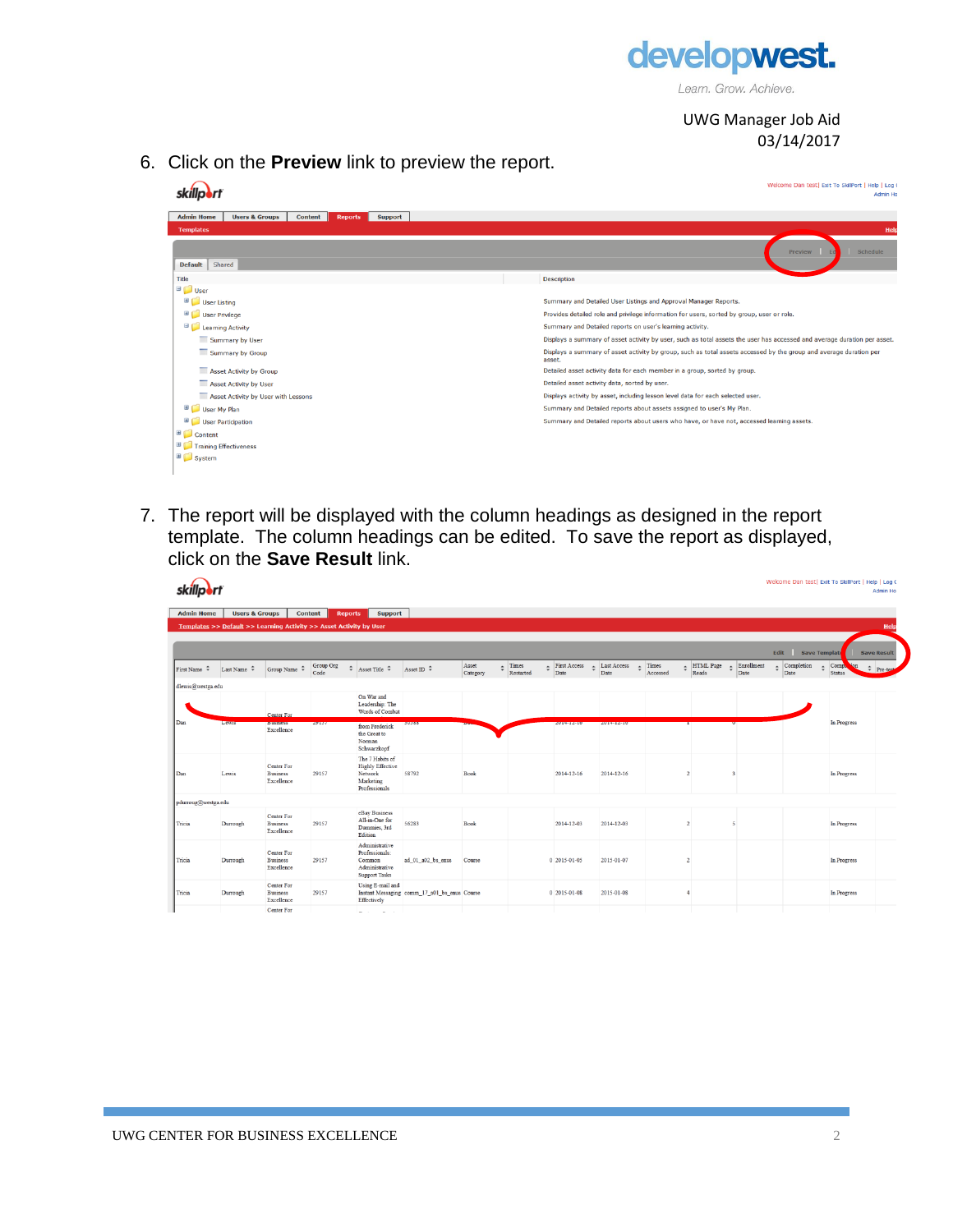6. Click on the **Preview** link to preview the report.

7. The report will be displayed with the column headings as designed in the report template. The column headings can be edited. To save the report as displayed, click on the **Save Result** link.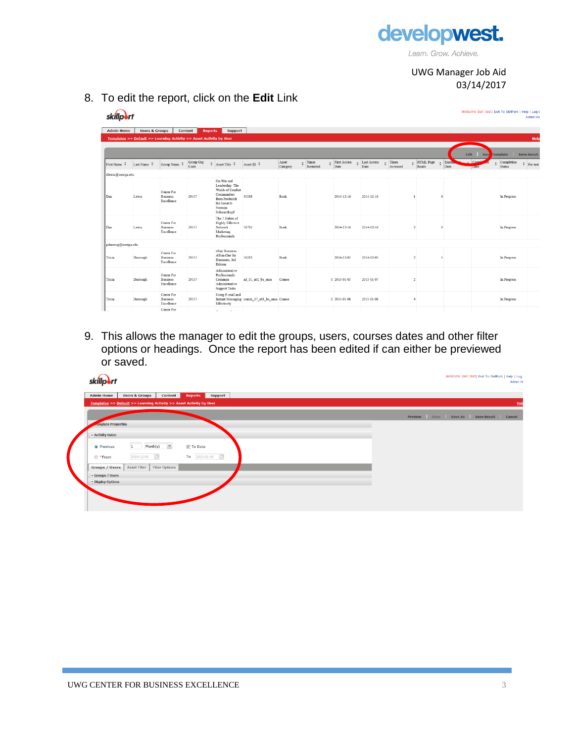8. To edit the report, click on the **Edit** Link

skillport

Welcome Dan test | Exit To SkillPort | Help | Log Out
Admin Home

Admin Home | Users & Groups | Content | Reports | Support

Templates >> Default >> Learning Activity >> Asset Activity by User

Edit | Save Template | Save Result

| First Name | Last Name | Group Name | Group Org Code | Asset Title | Asset ID | Asset Category | Times Restarted | First Access Date | Last Access Date | Times Accessed | HTML Page Reads | Enrollment Date | Completion Date | Completion Status | Pre-test |
|---|---|---|---|---|---|---|---|---|---|---|---|---|---|---|---|
| dlewis@westga.edu | | | | | | | | | | | | | | | |
| Dan | Lewis | Center For Business Excellence | 29157 | On War and Leadership: The Words of Combat Commanders from Frederick the Great to Norman Schwarzkopf | 30588 | Book | | 2014-12-16 | 2014-12-16 | 1 | 0 | | | In Progress | |
| Dan | Lewis | Center For Business Excellence | 29157 | The 7 Habits of Highly Effective Network Marketing Professionals | 58792 | Book | | 2014-12-16 | 2014-12-16 | 2 | 3 | | | In Progress | |
| pdurroug@westga.edu | | | | | | | | | | | | | | | |
| Tricia | Durrough | Center For Business Excellence | 29157 | eBay Business All-in-One for Dummies, 3rd Edition | 56283 | Book | | 2014-12-03 | 2014-12-03 | 2 | 5 | | | In Progress | |
| Tricia | Durrough | Center For Business Excellence | 29157 | Administrative Professionals: Common Administrative Support Tasks | ad_01_a02_bs_enus | Course | 0 | 2015-01-05 | 2015-01-07 | 2 | | | | In Progress | |
| Tricia | Durrough | Center For Business Excellence | 29157 | Using E-mail and Instant Messaging Effectively | comm_17_a01_bs_enus | Course | 0 | 2015-01-08 | 2015-01-08 | 4 | | | | In Progress | |

9. This allows the manager to edit the groups, users, courses dates and other filter options or headings. Once the report has been edited if can either be previewed or saved.

skillport

Welcome Dan test | Exit To SkillPort | Help | Log Out
Admin Home

Admin Home | Users & Groups | Content | Reports | Support

Templates >> Default >> Learning Activity >> Asset Activity by User

Preview | Save | Save As | Save Result | Cancel

Template Properties

Activity Dates

Previous 1 Month(s) ☑ To Date

*From 2014-12-01 To 2015-01-09

Groups / Users | Asset Filter | Filter Options

Groups / Users

Display Options